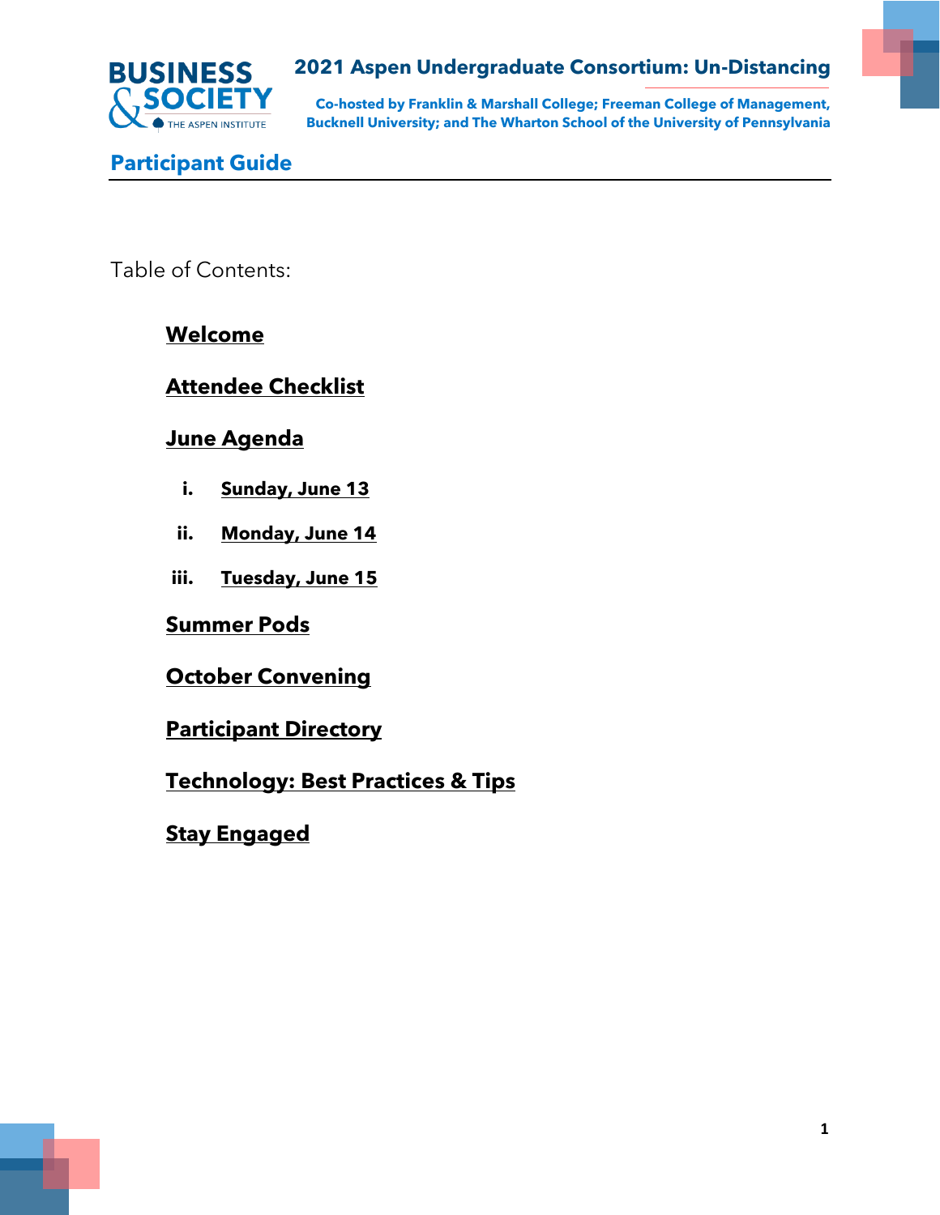# 2021 Aspen Undergraduate Consortium: Un-Distancing

**Co-hosted by Franklin & Marshall College; Freeman College of Management, Bucknell University; and The Wharton School of the University of Pennsylvania**

BUSINESS & SOCIETY
THE ASPEN INSTITUTE

## Participant Guide

Table of Contents:

- **Welcome**
- **Attendee Checklist**
- **June Agenda**
  - i. **Sunday, June 13**
  - ii. **Monday, June 14**
  - iii. **Tuesday, June 15**
- **Summer Pods**
- **October Convening**
- **Participant Directory**
- **Technology: Best Practices & Tips**
- **Stay Engaged**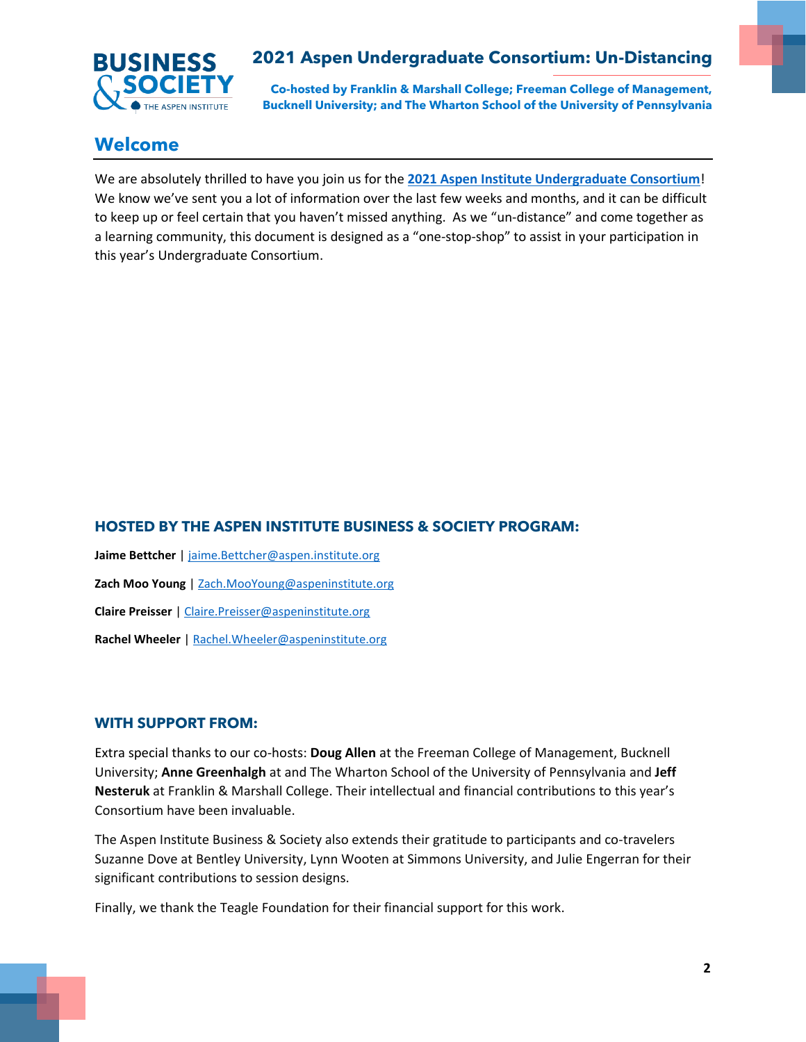# 2021 Aspen Undergraduate Consortium: Un-Distancing

**Co-hosted by Franklin & Marshall College; Freeman College of Management, Bucknell University; and The Wharton School of the University of Pennsylvania**

## Welcome

We are absolutely thrilled to have you join us for the **2021 Aspen Institute Undergraduate Consortium**! We know we've sent you a lot of information over the last few weeks and months, and it can be difficult to keep up or feel certain that you haven't missed anything. As we "un-distance" and come together as a learning community, this document is designed as a "one-stop-shop" to assist in your participation in this year's Undergraduate Consortium.

### HOSTED BY THE ASPEN INSTITUTE BUSINESS & SOCIETY PROGRAM:

**Jaime Bettcher** | jaime.Bettcher@aspen.institute.org

**Zach Moo Young** | Zach.MooYoung@aspeninstitute.org

**Claire Preisser** | Claire.Preisser@aspeninstitute.org

**Rachel Wheeler** | Rachel.Wheeler@aspeninstitute.org

### WITH SUPPORT FROM:

Extra special thanks to our co-hosts: **Doug Allen** at the Freeman College of Management, Bucknell University; **Anne Greenhalgh** at and The Wharton School of the University of Pennsylvania and **Jeff Nesteruk** at Franklin & Marshall College. Their intellectual and financial contributions to this year's Consortium have been invaluable.

The Aspen Institute Business & Society also extends their gratitude to participants and co-travelers Suzanne Dove at Bentley University, Lynn Wooten at Simmons University, and Julie Engerran for their significant contributions to session designs.

Finally, we thank the Teagle Foundation for their financial support for this work.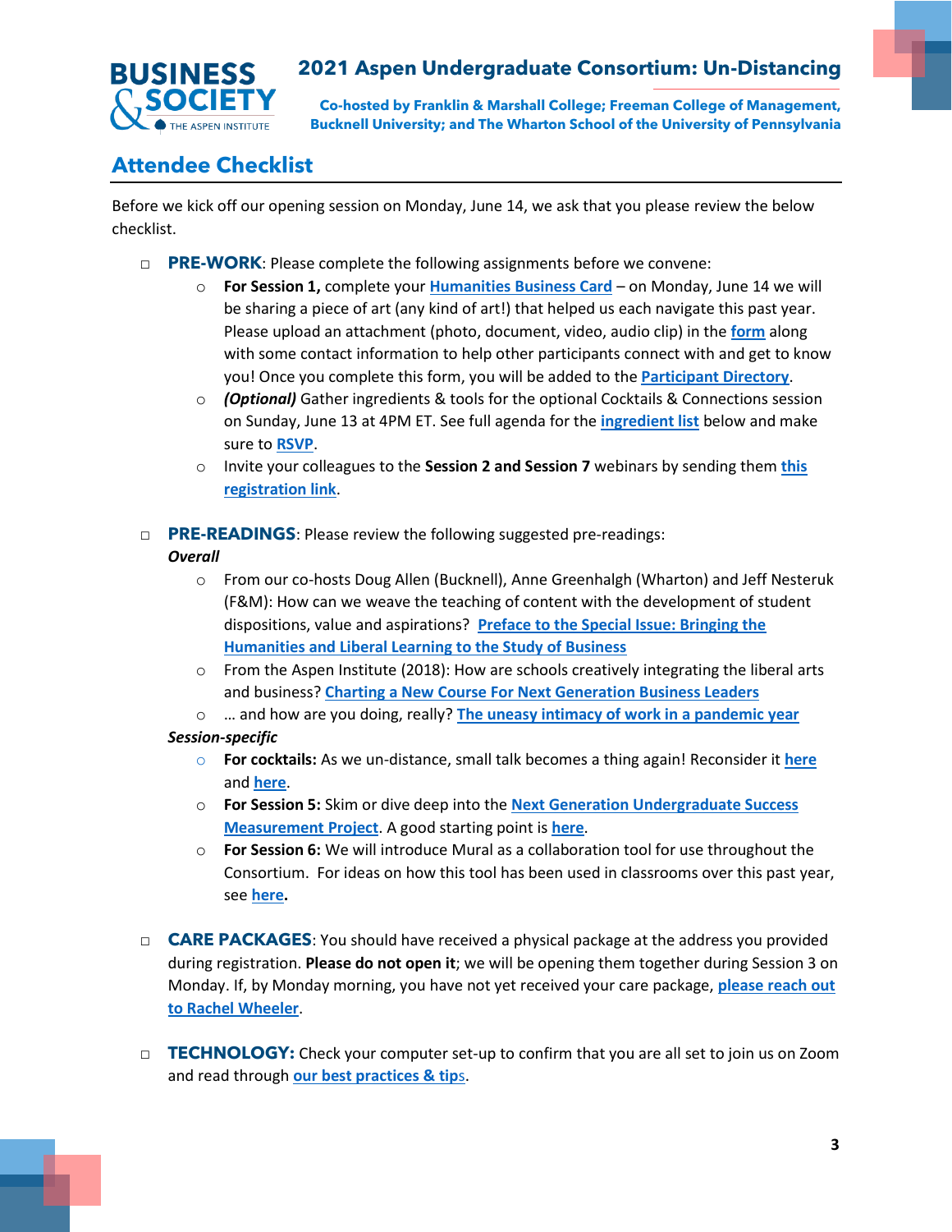## Attendee Checklist

Before we kick off our opening session on Monday, June 14, we ask that you please review the below checklist.

- ☐ **PRE-WORK**: Please complete the following assignments before we convene:
  - **For Session 1,** complete your **Humanities Business Card** – on Monday, June 14 we will be sharing a piece of art (any kind of art!) that helped us each navigate this past year. Please upload an attachment (photo, document, video, audio clip) in the **form** along with some contact information to help other participants connect with and get to know you! Once you complete this form, you will be added to the **Participant Directory**.
  - ***(Optional)*** Gather ingredients & tools for the optional Cocktails & Connections session on Sunday, June 13 at 4PM ET. See full agenda for the **ingredient list** below and make sure to **RSVP**.
  - Invite your colleagues to the **Session 2 and Session 7** webinars by sending them **this registration link**.

- ☐ **PRE-READINGS**: Please review the following suggested pre-readings:

  ***Overall***
  - From our co-hosts Doug Allen (Bucknell), Anne Greenhalgh (Wharton) and Jeff Nesteruk (F&M): How can we weave the teaching of content with the development of student dispositions, value and aspirations? **Preface to the Special Issue: Bringing the Humanities and Liberal Learning to the Study of Business**
  - From the Aspen Institute (2018): How are schools creatively integrating the liberal arts and business? **Charting a New Course For Next Generation Business Leaders**
  - … and how are you doing, really? **The uneasy intimacy of work in a pandemic year**

  ***Session-specific***
  - **For cocktails:** As we un-distance, small talk becomes a thing again! Reconsider it **here** and **here**.
  - **For Session 5:** Skim or dive deep into the **Next Generation Undergraduate Success Measurement Project**. A good starting point is **here**.
  - **For Session 6:** We will introduce Mural as a collaboration tool for use throughout the Consortium. For ideas on how this tool has been used in classrooms over this past year, see **here.**

- ☐ **CARE PACKAGES**: You should have received a physical package at the address you provided during registration. **Please do not open it**; we will be opening them together during Session 3 on Monday. If, by Monday morning, you have not yet received your care package, **please reach out to Rachel Wheeler**.

- ☐ **TECHNOLOGY:** Check your computer set-up to confirm that you are all set to join us on Zoom and read through **our best practices & tips**.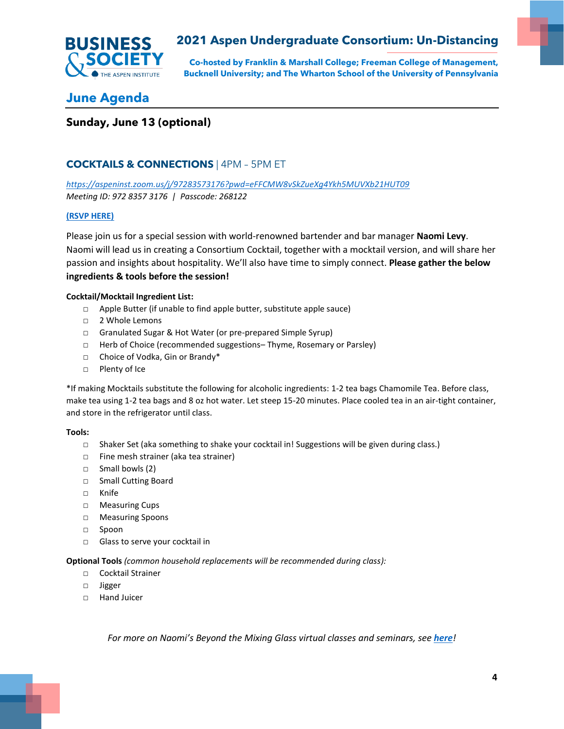## June Agenda

### Sunday, June 13 (optional)

#### COCKTAILS & CONNECTIONS | 4PM – 5PM ET

*https://aspeninst.zoom.us/j/97283573176?pwd=eFFCMW8vSkZueXg4Ykh5MUVXb21HUT09*
*Meeting ID: 972 8357 3176 | Passcode: 268122*

**(RSVP HERE)**

Please join us for a special session with world-renowned bartender and bar manager **Naomi Levy**. Naomi will lead us in creating a Consortium Cocktail, together with a mocktail version, and will share her passion and insights about hospitality. We'll also have time to simply connect. **Please gather the below ingredients & tools before the session!**

**Cocktail/Mocktail Ingredient List:**

- Apple Butter (if unable to find apple butter, substitute apple sauce)
- 2 Whole Lemons
- Granulated Sugar & Hot Water (or pre-prepared Simple Syrup)
- Herb of Choice (recommended suggestions– Thyme, Rosemary or Parsley)
- Choice of Vodka, Gin or Brandy*
- Plenty of Ice

*If making Mocktails substitute the following for alcoholic ingredients: 1-2 tea bags Chamomile Tea. Before class, make tea using 1-2 tea bags and 8 oz hot water. Let steep 15-20 minutes. Place cooled tea in an air-tight container, and store in the refrigerator until class.

**Tools:**

- Shaker Set (aka something to shake your cocktail in! Suggestions will be given during class.)
- Fine mesh strainer (aka tea strainer)
- Small bowls (2)
- Small Cutting Board
- Knife
- Measuring Cups
- Measuring Spoons
- Spoon
- Glass to serve your cocktail in

**Optional Tools** *(common household replacements will be recommended during class):*

- Cocktail Strainer
- Jigger
- Hand Juicer

*For more on Naomi's Beyond the Mixing Glass virtual classes and seminars, see **here**!*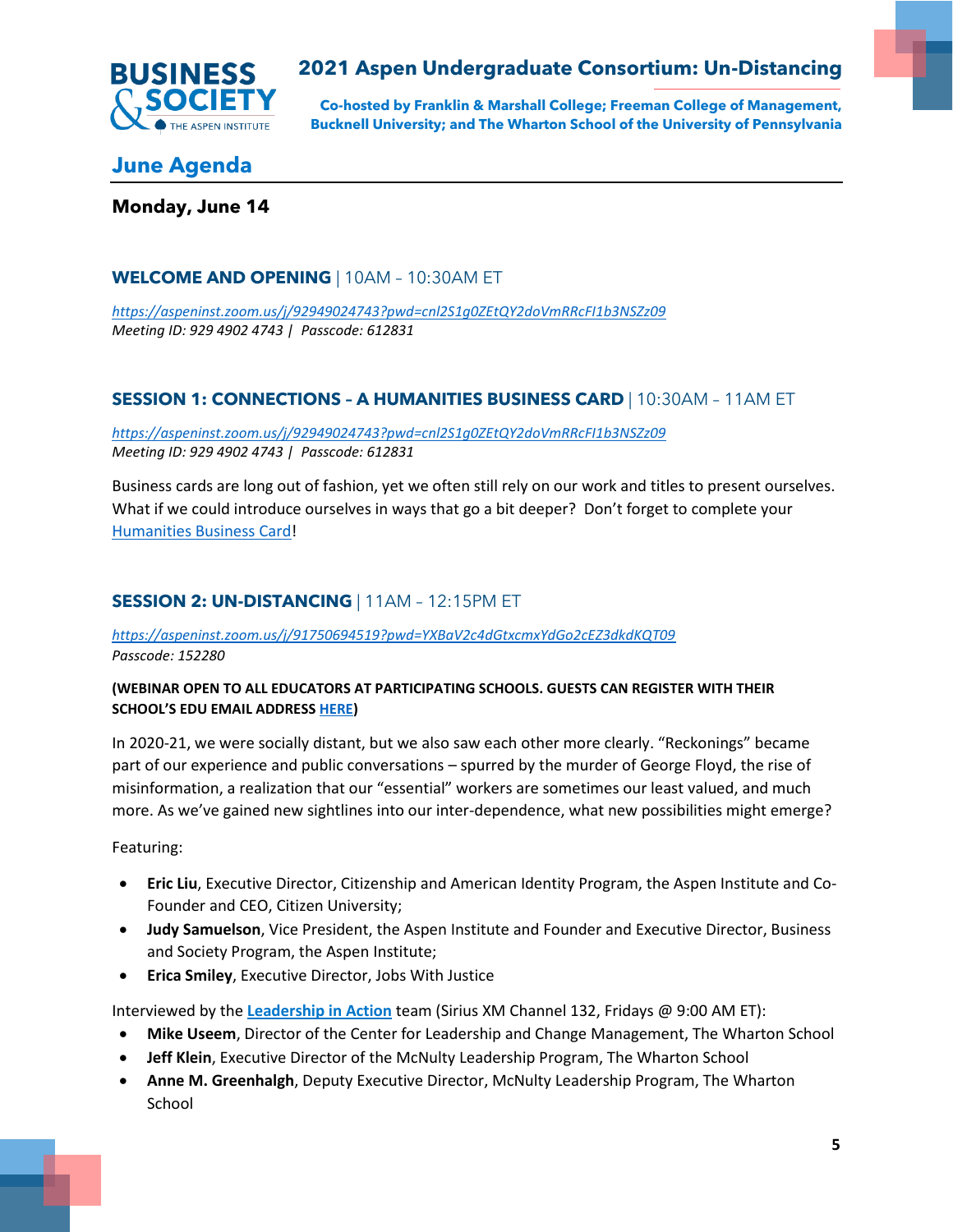# 2021 Aspen Undergraduate Consortium: Un-Distancing

**Co-hosted by Franklin & Marshall College; Freeman College of Management, Bucknell University; and The Wharton School of the University of Pennsylvania**

## June Agenda

### Monday, June 14

### WELCOME AND OPENING | 10AM – 10:30AM ET

*https://aspeninst.zoom.us/j/92949024743?pwd=cnl2S1g0ZEtQY2doVmRRcFI1b3NSZz09*
*Meeting ID: 929 4902 4743 | Passcode: 612831*

### SESSION 1: CONNECTIONS – A HUMANITIES BUSINESS CARD | 10:30AM – 11AM ET

*https://aspeninst.zoom.us/j/92949024743?pwd=cnl2S1g0ZEtQY2doVmRRcFI1b3NSZz09*
*Meeting ID: 929 4902 4743 | Passcode: 612831*

Business cards are long out of fashion, yet we often still rely on our work and titles to present ourselves. What if we could introduce ourselves in ways that go a bit deeper? Don't forget to complete your Humanities Business Card!

### SESSION 2: UN-DISTANCING | 11AM – 12:15PM ET

*https://aspeninst.zoom.us/j/91750694519?pwd=YXBaV2c4dGtxcmxYdGo2cEZ3dkdKQT09*
*Passcode: 152280*

**(WEBINAR OPEN TO ALL EDUCATORS AT PARTICIPATING SCHOOLS. GUESTS CAN REGISTER WITH THEIR SCHOOL'S EDU EMAIL ADDRESS HERE)**

In 2020-21, we were socially distant, but we also saw each other more clearly. "Reckonings" became part of our experience and public conversations – spurred by the murder of George Floyd, the rise of misinformation, a realization that our "essential" workers are sometimes our least valued, and much more. As we've gained new sightlines into our inter-dependence, what new possibilities might emerge?

Featuring:

- **Eric Liu**, Executive Director, Citizenship and American Identity Program, the Aspen Institute and Co-Founder and CEO, Citizen University;
- **Judy Samuelson**, Vice President, the Aspen Institute and Founder and Executive Director, Business and Society Program, the Aspen Institute;
- **Erica Smiley**, Executive Director, Jobs With Justice

Interviewed by the **Leadership in Action** team (Sirius XM Channel 132, Fridays @ 9:00 AM ET):

- **Mike Useem**, Director of the Center for Leadership and Change Management, The Wharton School
- **Jeff Klein**, Executive Director of the McNulty Leadership Program, The Wharton School
- **Anne M. Greenhalgh**, Deputy Executive Director, McNulty Leadership Program, The Wharton School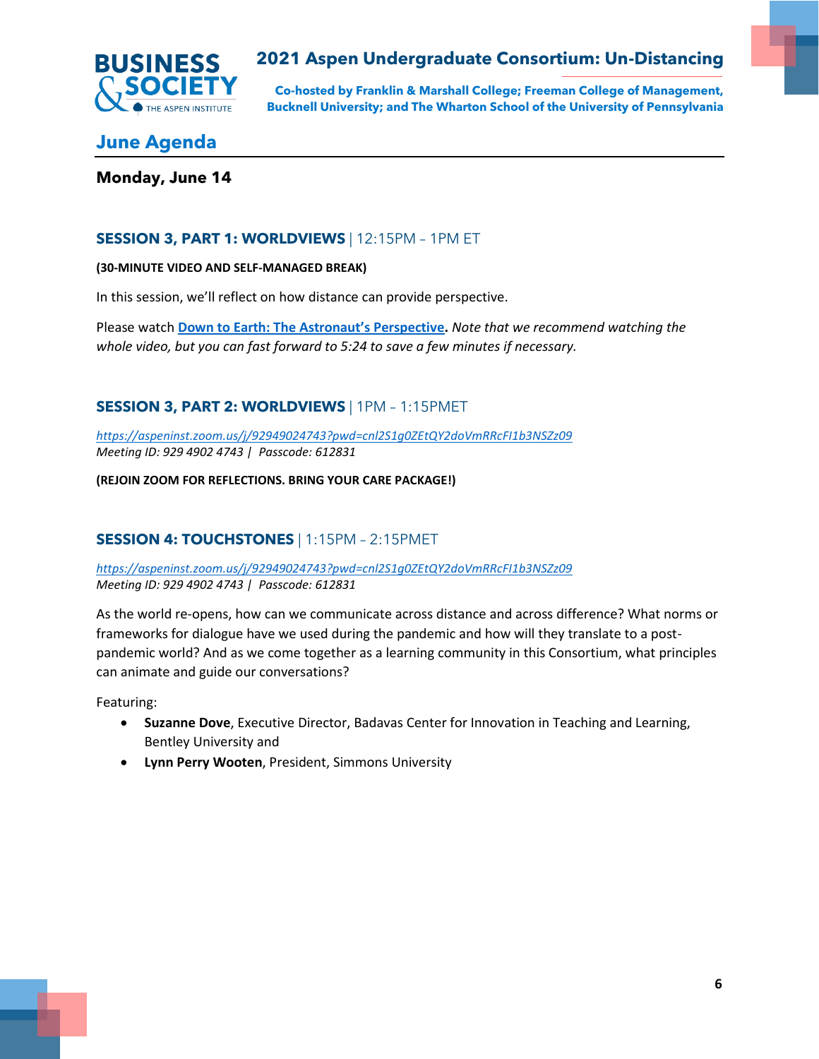## June Agenda

### Monday, June 14

### SESSION 3, PART 1: WORLDVIEWS | 12:15PM – 1PM ET

**(30-MINUTE VIDEO AND SELF-MANAGED BREAK)**

In this session, we'll reflect on how distance can provide perspective.

Please watch **Down to Earth: The Astronaut's Perspective.** *Note that we recommend watching the whole video, but you can fast forward to 5:24 to save a few minutes if necessary.*

### SESSION 3, PART 2: WORLDVIEWS | 1PM – 1:15PMET

*https://aspeninst.zoom.us/j/92949024743?pwd=cnl2S1g0ZEtQY2doVmRRcFI1b3NSZz09*
*Meeting ID: 929 4902 4743 | Passcode: 612831*

**(REJOIN ZOOM FOR REFLECTIONS. BRING YOUR CARE PACKAGE!)**

### SESSION 4: TOUCHSTONES | 1:15PM – 2:15PMET

*https://aspeninst.zoom.us/j/92949024743?pwd=cnl2S1g0ZEtQY2doVmRRcFI1b3NSZz09*
*Meeting ID: 929 4902 4743 | Passcode: 612831*

As the world re-opens, how can we communicate across distance and across difference? What norms or frameworks for dialogue have we used during the pandemic and how will they translate to a post-pandemic world? And as we come together as a learning community in this Consortium, what principles can animate and guide our conversations?

Featuring:

- **Suzanne Dove**, Executive Director, Badavas Center for Innovation in Teaching and Learning, Bentley University and
- **Lynn Perry Wooten**, President, Simmons University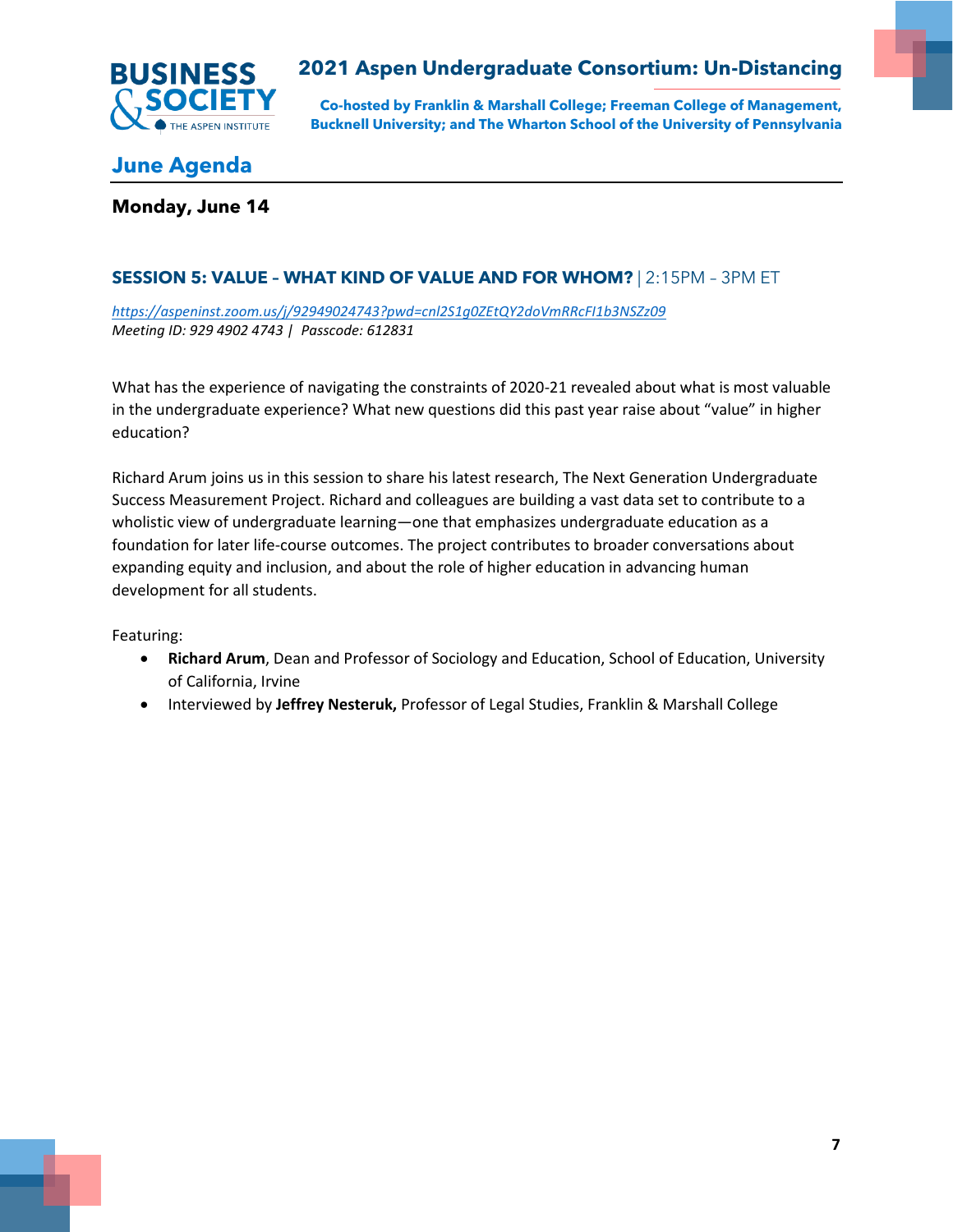## June Agenda

### Monday, June 14

### SESSION 5: VALUE – WHAT KIND OF VALUE AND FOR WHOM? | 2:15PM – 3PM ET

*https://aspeninst.zoom.us/j/92949024743?pwd=cnl2S1g0ZEtQY2doVmRRcFI1b3NSZz09*
*Meeting ID: 929 4902 4743 | Passcode: 612831*

What has the experience of navigating the constraints of 2020-21 revealed about what is most valuable in the undergraduate experience? What new questions did this past year raise about "value" in higher education?

Richard Arum joins us in this session to share his latest research, The Next Generation Undergraduate Success Measurement Project. Richard and colleagues are building a vast data set to contribute to a wholistic view of undergraduate learning—one that emphasizes undergraduate education as a foundation for later life-course outcomes. The project contributes to broader conversations about expanding equity and inclusion, and about the role of higher education in advancing human development for all students.

Featuring:

- **Richard Arum**, Dean and Professor of Sociology and Education, School of Education, University of California, Irvine
- Interviewed by **Jeffrey Nesteruk,** Professor of Legal Studies, Franklin & Marshall College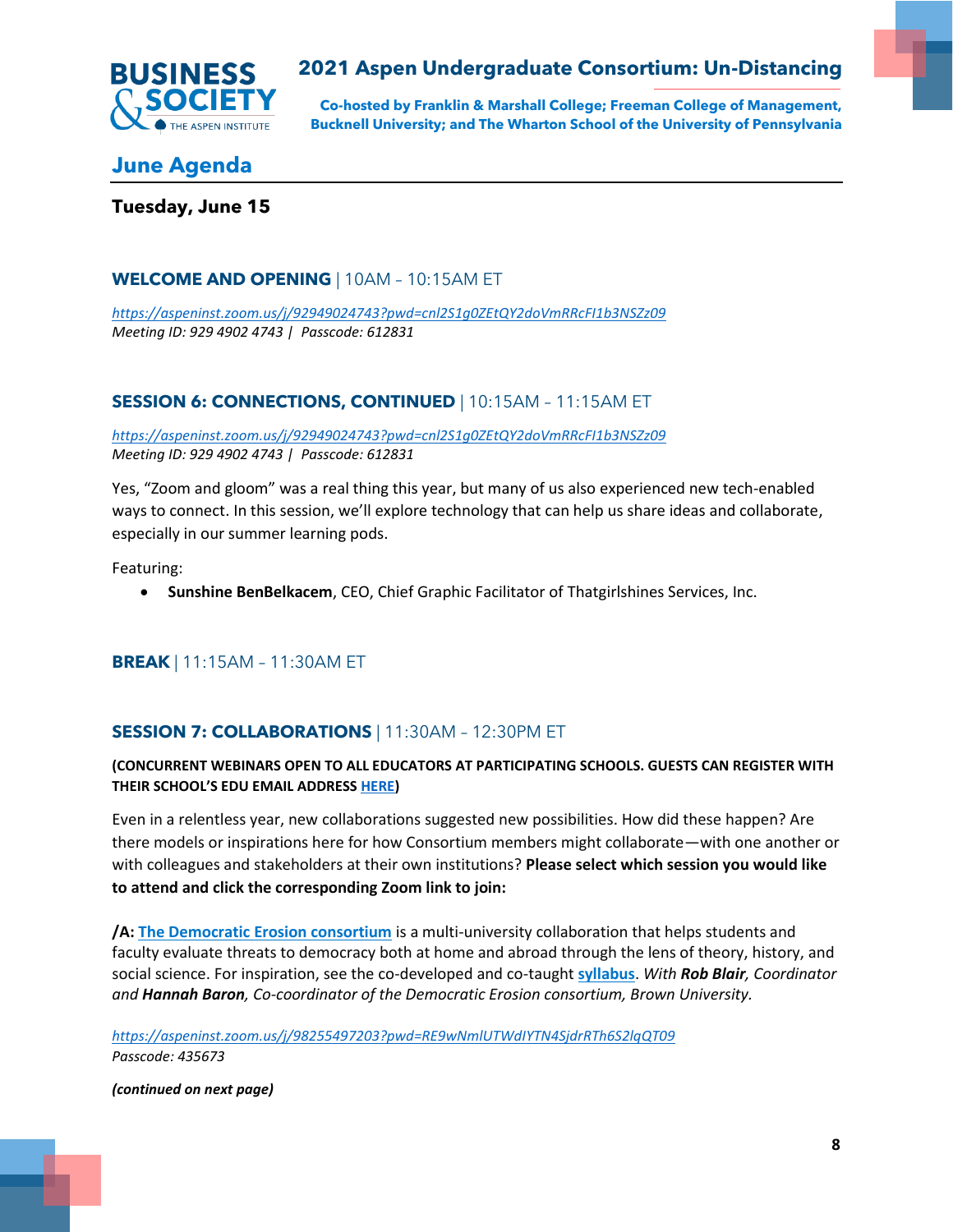## June Agenda

### Tuesday, June 15

### WELCOME AND OPENING | 10AM – 10:15AM ET

*https://aspeninst.zoom.us/j/92949024743?pwd=cnl2S1g0ZEtQY2doVmRRcFI1b3NSZz09*
*Meeting ID: 929 4902 4743 | Passcode: 612831*

### SESSION 6: CONNECTIONS, CONTINUED | 10:15AM – 11:15AM ET

*https://aspeninst.zoom.us/j/92949024743?pwd=cnl2S1g0ZEtQY2doVmRRcFI1b3NSZz09*
*Meeting ID: 929 4902 4743 | Passcode: 612831*

Yes, "Zoom and gloom" was a real thing this year, but many of us also experienced new tech-enabled ways to connect. In this session, we'll explore technology that can help us share ideas and collaborate, especially in our summer learning pods.

Featuring:

- **Sunshine BenBelkacem**, CEO, Chief Graphic Facilitator of Thatgirlshines Services, Inc.

### BREAK | 11:15AM – 11:30AM ET

### SESSION 7: COLLABORATIONS | 11:30AM – 12:30PM ET

**(CONCURRENT WEBINARS OPEN TO ALL EDUCATORS AT PARTICIPATING SCHOOLS. GUESTS CAN REGISTER WITH THEIR SCHOOL'S EDU EMAIL ADDRESS HERE)**

Even in a relentless year, new collaborations suggested new possibilities. How did these happen? Are there models or inspirations here for how Consortium members might collaborate—with one another or with colleagues and stakeholders at their own institutions? **Please select which session you would like to attend and click the corresponding Zoom link to join:**

**/A: The Democratic Erosion consortium** is a multi-university collaboration that helps students and faculty evaluate threats to democracy both at home and abroad through the lens of theory, history, and social science. For inspiration, see the co-developed and co-taught **syllabus**. *With **Rob Blair**, Coordinator and **Hannah Baron**, Co-coordinator of the Democratic Erosion consortium, Brown University.*

*https://aspeninst.zoom.us/j/98255497203?pwd=RE9wNmlUTWdIYTN4SjdrRTh6S2lqQT09*
*Passcode: 435673*

***(continued on next page)***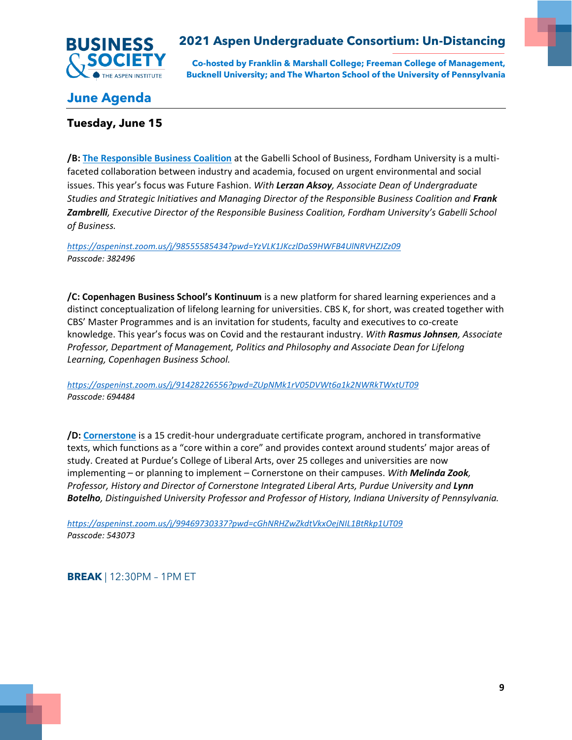## June Agenda

### Tuesday, June 15

**/B: The Responsible Business Coalition** at the Gabelli School of Business, Fordham University is a multi-faceted collaboration between industry and academia, focused on urgent environmental and social issues. This year's focus was Future Fashion. *With **Lerzan Aksoy**, Associate Dean of Undergraduate Studies and Strategic Initiatives and Managing Director of the Responsible Business Coalition and **Frank Zambrelli**, Executive Director of the Responsible Business Coalition, Fordham University's Gabelli School of Business.*

*https://aspeninst.zoom.us/j/98555585434?pwd=YzVLK1JKczlDaS9HWFB4UlNRVHZJZz09*
*Passcode: 382496*

**/C: Copenhagen Business School's Kontinuum** is a new platform for shared learning experiences and a distinct conceptualization of lifelong learning for universities. CBS K, for short, was created together with CBS' Master Programmes and is an invitation for students, faculty and executives to co-create knowledge. This year's focus was on Covid and the restaurant industry. *With **Rasmus Johnsen**, Associate Professor, Department of Management, Politics and Philosophy and Associate Dean for Lifelong Learning, Copenhagen Business School.*

*https://aspeninst.zoom.us/j/91428226556?pwd=ZUpNMk1rV05DVWt6a1k2NWRkTWxtUT09*
*Passcode: 694484*

**/D: Cornerstone** is a 15 credit-hour undergraduate certificate program, anchored in transformative texts, which functions as a "core within a core" and provides context around students' major areas of study. Created at Purdue's College of Liberal Arts, over 25 colleges and universities are now implementing – or planning to implement – Cornerstone on their campuses. *With **Melinda Zook**, Professor, History and Director of Cornerstone Integrated Liberal Arts, Purdue University and **Lynn Botelho**, Distinguished University Professor and Professor of History, Indiana University of Pennsylvania.*

*https://aspeninst.zoom.us/j/99469730337?pwd=cGhNRHZwZkdtVkxOejNIL1BtRkp1UT09*
*Passcode: 543073*

**BREAK** | 12:30PM – 1PM ET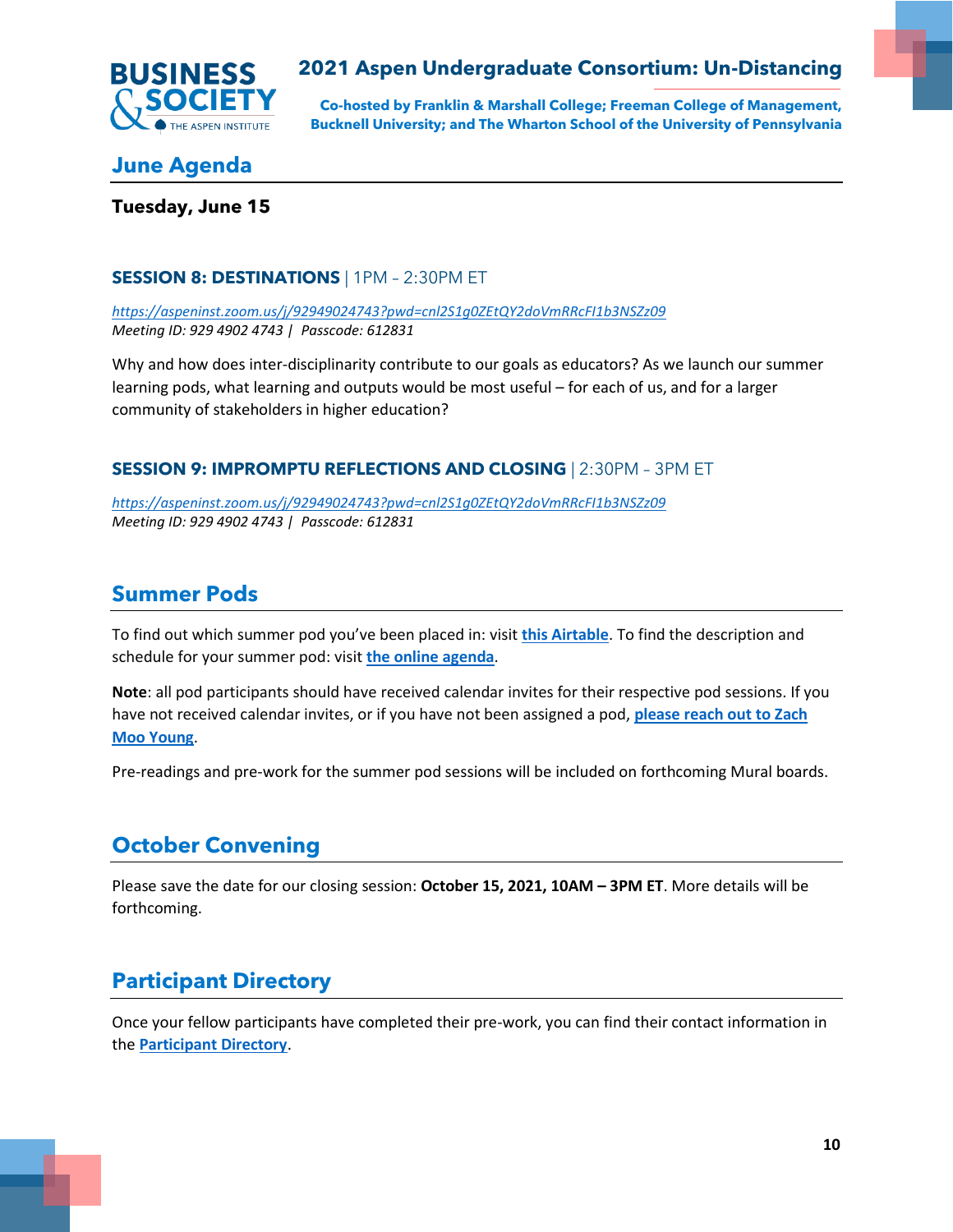## June Agenda

**Tuesday, June 15**

### SESSION 8: DESTINATIONS | 1PM – 2:30PM ET

*https://aspeninst.zoom.us/j/92949024743?pwd=cnl2S1g0ZEtQY2doVmRRcFI1b3NSZz09*
*Meeting ID: 929 4902 4743 | Passcode: 612831*

Why and how does inter-disciplinarity contribute to our goals as educators? As we launch our summer learning pods, what learning and outputs would be most useful – for each of us, and for a larger community of stakeholders in higher education?

### SESSION 9: IMPROMPTU REFLECTIONS AND CLOSING | 2:30PM – 3PM ET

*https://aspeninst.zoom.us/j/92949024743?pwd=cnl2S1g0ZEtQY2doVmRRcFI1b3NSZz09*
*Meeting ID: 929 4902 4743 | Passcode: 612831*

## Summer Pods

To find out which summer pod you've been placed in: visit **this Airtable**. To find the description and schedule for your summer pod: visit **the online agenda**.

**Note**: all pod participants should have received calendar invites for their respective pod sessions. If you have not received calendar invites, or if you have not been assigned a pod, **please reach out to Zach Moo Young**.

Pre-readings and pre-work for the summer pod sessions will be included on forthcoming Mural boards.

## October Convening

Please save the date for our closing session: **October 15, 2021, 10AM – 3PM ET**. More details will be forthcoming.

## Participant Directory

Once your fellow participants have completed their pre-work, you can find their contact information in the **Participant Directory**.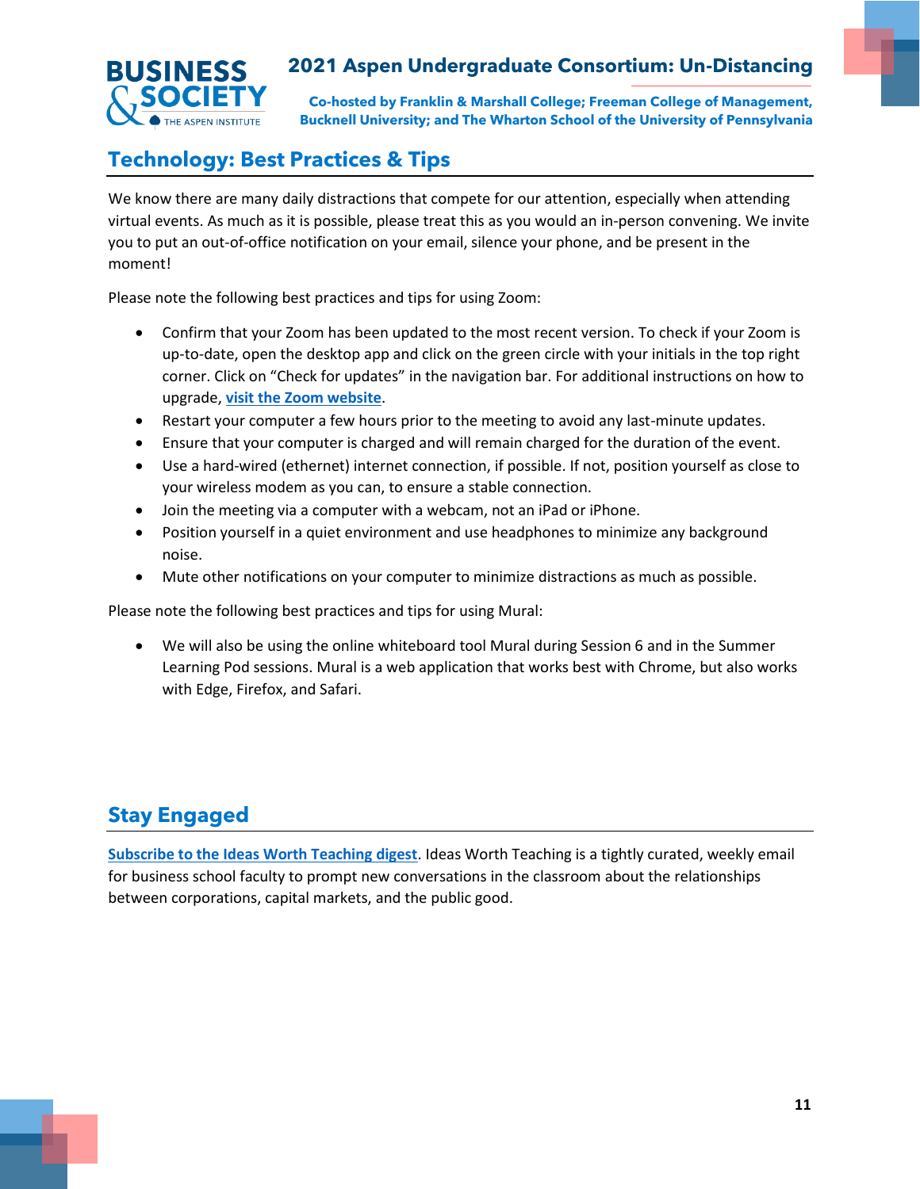## Technology: Best Practices & Tips

We know there are many daily distractions that compete for our attention, especially when attending virtual events. As much as it is possible, please treat this as you would an in-person convening. We invite you to put an out-of-office notification on your email, silence your phone, and be present in the moment!

Please note the following best practices and tips for using Zoom:

- Confirm that your Zoom has been updated to the most recent version. To check if your Zoom is up-to-date, open the desktop app and click on the green circle with your initials in the top right corner. Click on "Check for updates" in the navigation bar. For additional instructions on how to upgrade, **visit the Zoom website**.
- Restart your computer a few hours prior to the meeting to avoid any last-minute updates.
- Ensure that your computer is charged and will remain charged for the duration of the event.
- Use a hard-wired (ethernet) internet connection, if possible. If not, position yourself as close to your wireless modem as you can, to ensure a stable connection.
- Join the meeting via a computer with a webcam, not an iPad or iPhone.
- Position yourself in a quiet environment and use headphones to minimize any background noise.
- Mute other notifications on your computer to minimize distractions as much as possible.

Please note the following best practices and tips for using Mural:

- We will also be using the online whiteboard tool Mural during Session 6 and in the Summer Learning Pod sessions. Mural is a web application that works best with Chrome, but also works with Edge, Firefox, and Safari.

## Stay Engaged

**Subscribe to the Ideas Worth Teaching digest**. Ideas Worth Teaching is a tightly curated, weekly email for business school faculty to prompt new conversations in the classroom about the relationships between corporations, capital markets, and the public good.